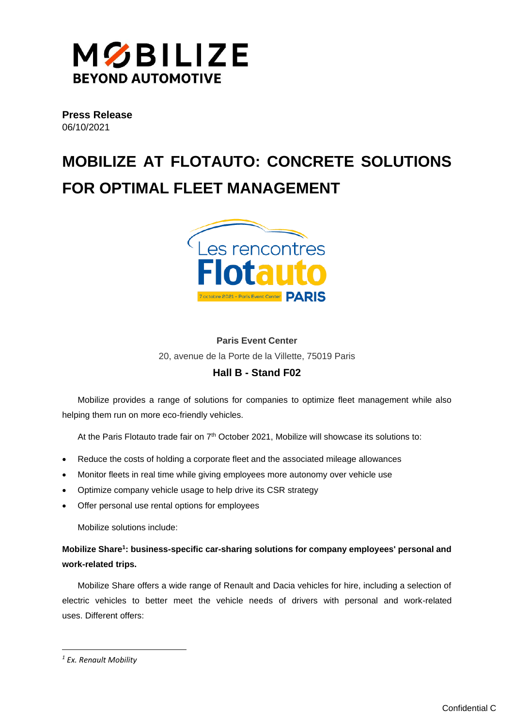**Press Release**
06/10/2021

# MOBILIZE AT FLOTAUTO: CONCRETE SOLUTIONS FOR OPTIMAL FLEET MANAGEMENT

**Paris Event Center**

20, avenue de la Porte de la Villette, 75019 Paris

**Hall B - Stand F02**

Mobilize provides a range of solutions for companies to optimize fleet management while also helping them run on more eco-friendly vehicles.

At the Paris Flotauto trade fair on 7th October 2021, Mobilize will showcase its solutions to:

- Reduce the costs of holding a corporate fleet and the associated mileage allowances
- Monitor fleets in real time while giving employees more autonomy over vehicle use
- Optimize company vehicle usage to help drive its CSR strategy
- Offer personal use rental options for employees

Mobilize solutions include:

**Mobilize Share[1]: business-specific car-sharing solutions for company employees' personal and work-related trips.**

Mobilize Share offers a wide range of Renault and Dacia vehicles for hire, including a selection of electric vehicles to better meet the vehicle needs of drivers with personal and work-related uses. Different offers:

---

[1] *Ex. Renault Mobility*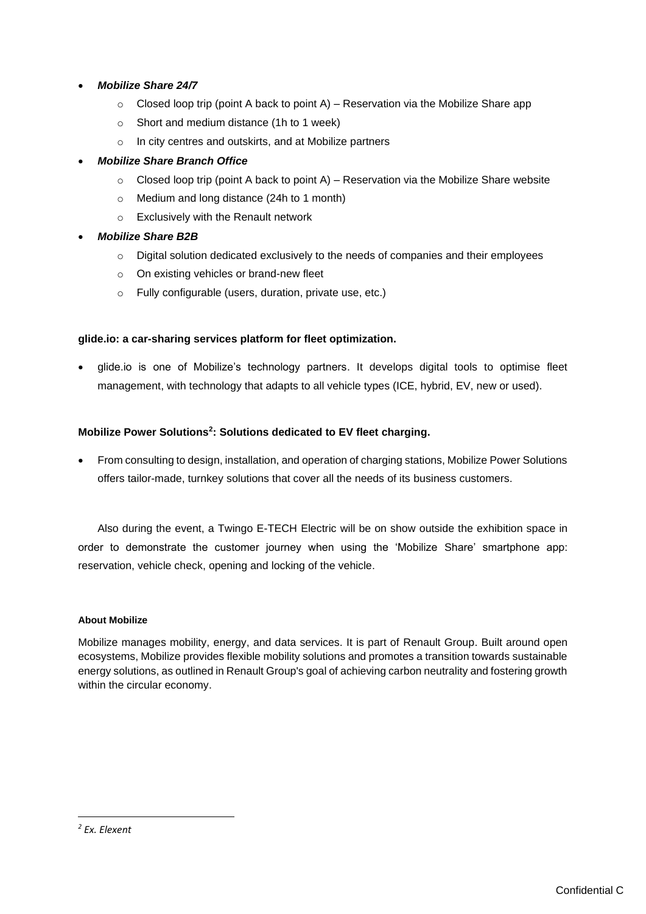- ***Mobilize Share 24/7***
  - Closed loop trip (point A back to point A) – Reservation via the Mobilize Share app
  - Short and medium distance (1h to 1 week)
  - In city centres and outskirts, and at Mobilize partners
- ***Mobilize Share Branch Office***
  - Closed loop trip (point A back to point A) – Reservation via the Mobilize Share website
  - Medium and long distance (24h to 1 month)
  - Exclusively with the Renault network
- ***Mobilize Share B2B***
  - Digital solution dedicated exclusively to the needs of companies and their employees
  - On existing vehicles or brand-new fleet
  - Fully configurable (users, duration, private use, etc.)

**glide.io: a car-sharing services platform for fleet optimization.**

- glide.io is one of Mobilize's technology partners. It develops digital tools to optimise fleet management, with technology that adapts to all vehicle types (ICE, hybrid, EV, new or used).

**Mobilize Power Solutions[2]: Solutions dedicated to EV fleet charging.**

- From consulting to design, installation, and operation of charging stations, Mobilize Power Solutions offers tailor-made, turnkey solutions that cover all the needs of its business customers.

Also during the event, a Twingo E-TECH Electric will be on show outside the exhibition space in order to demonstrate the customer journey when using the 'Mobilize Share' smartphone app: reservation, vehicle check, opening and locking of the vehicle.

**About Mobilize**

Mobilize manages mobility, energy, and data services. It is part of Renault Group. Built around open ecosystems, Mobilize provides flexible mobility solutions and promotes a transition towards sustainable energy solutions, as outlined in Renault Group's goal of achieving carbon neutrality and fostering growth within the circular economy.

---

[2] *Ex. Elexent*